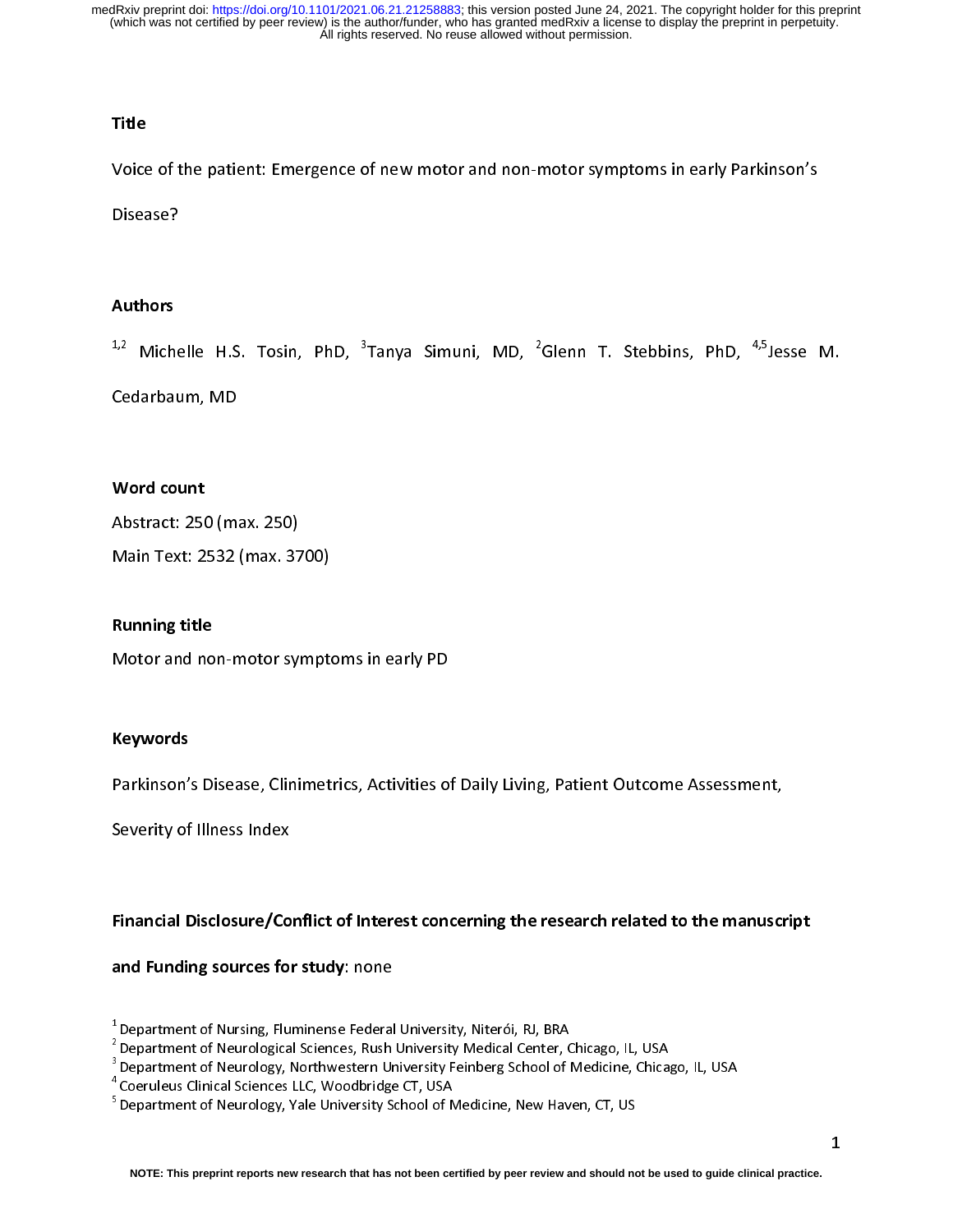## Title

Voice of the patient: Emergence of new motor and non-motor symptoms in early Parkinson's Disease?

## Authors

[1,2] Michelle H.S. Tosin, PhD, [3]Tanya Simuni, MD, [2]Glenn T. Stebbins, PhD, [4,5]Jesse M. Cedarbaum, MD

## Word count

Abstract: 250 (max. 250)

Main Text: 2532 (max. 3700)

## Running title

Motor and non-motor symptoms in early PD

## Keywords

Parkinson's Disease, Clinimetrics, Activities of Daily Living, Patient Outcome Assessment, Severity of Illness Index

**Financial Disclosure/Conflict of Interest concerning the research related to the manuscript and Funding sources for study**: none

[1] Department of Nursing, Fluminense Federal University, Niterói, RJ, BRA
[2] Department of Neurological Sciences, Rush University Medical Center, Chicago, IL, USA
[3] Department of Neurology, Northwestern University Feinberg School of Medicine, Chicago, IL, USA
[4] Coeruleus Clinical Sciences LLC, Woodbridge CT, USA
[5] Department of Neurology, Yale University School of Medicine, New Haven, CT, US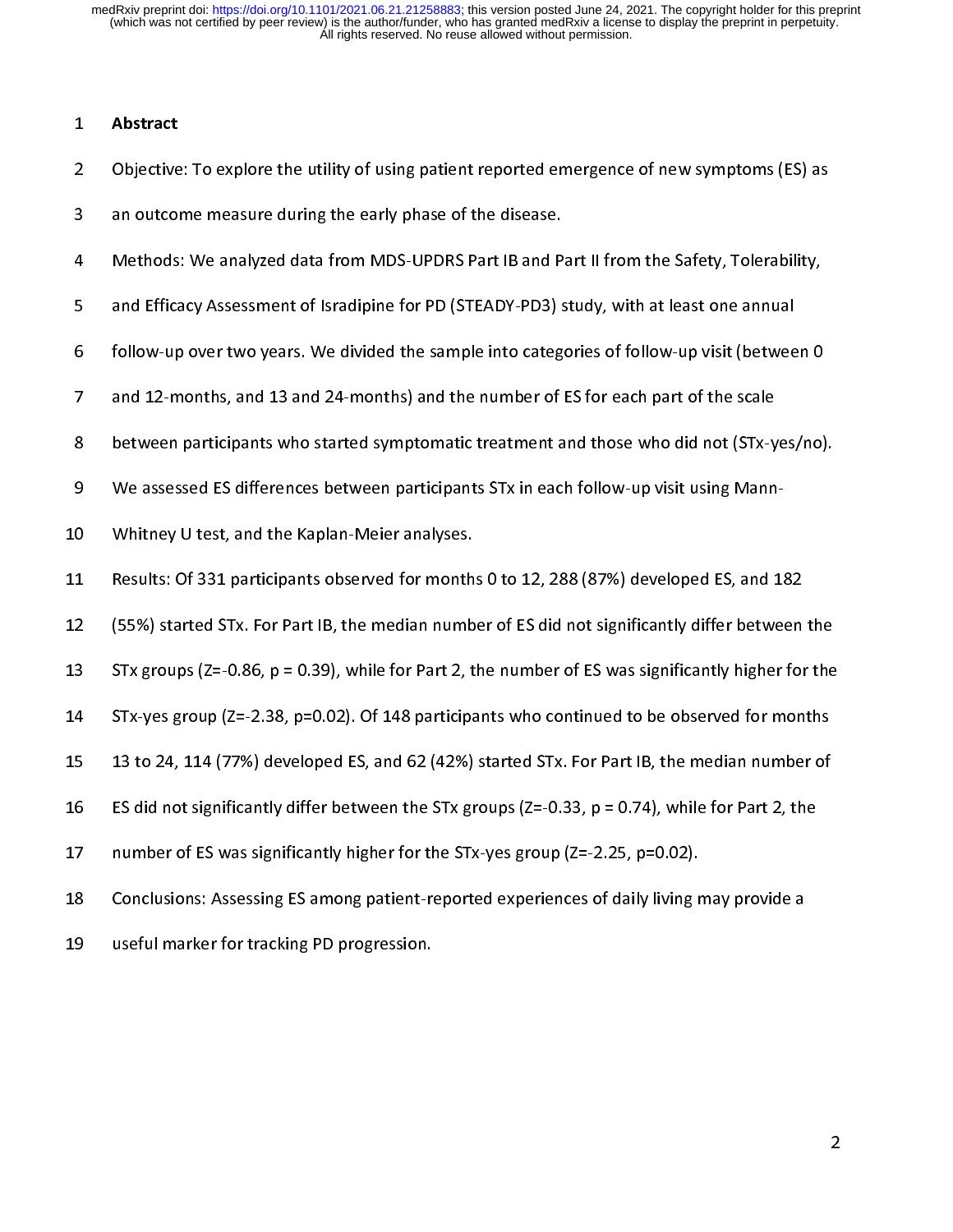# Abstract

Objective: To explore the utility of using patient reported emergence of new symptoms (ES) as an outcome measure during the early phase of the disease.

Methods: We analyzed data from MDS-UPDRS Part IB and Part II from the Safety, Tolerability, and Efficacy Assessment of Isradipine for PD (STEADY-PD3) study, with at least one annual follow-up over two years. We divided the sample into categories of follow-up visit (between 0 and 12-months, and 13 and 24-months) and the number of ES for each part of the scale between participants who started symptomatic treatment and those who did not (STx-yes/no). We assessed ES differences between participants STx in each follow-up visit using Mann-Whitney U test, and the Kaplan-Meier analyses.

Results: Of 331 participants observed for months 0 to 12, 288 (87%) developed ES, and 182 (55%) started STx. For Part IB, the median number of ES did not significantly differ between the STx groups (Z=-0.86, p = 0.39), while for Part 2, the number of ES was significantly higher for the STx-yes group (Z=-2.38, p=0.02). Of 148 participants who continued to be observed for months 13 to 24, 114 (77%) developed ES, and 62 (42%) started STx. For Part IB, the median number of ES did not significantly differ between the STx groups (Z=-0.33, p = 0.74), while for Part 2, the number of ES was significantly higher for the STx-yes group (Z=-2.25, p=0.02).

Conclusions: Assessing ES among patient-reported experiences of daily living may provide a useful marker for tracking PD progression.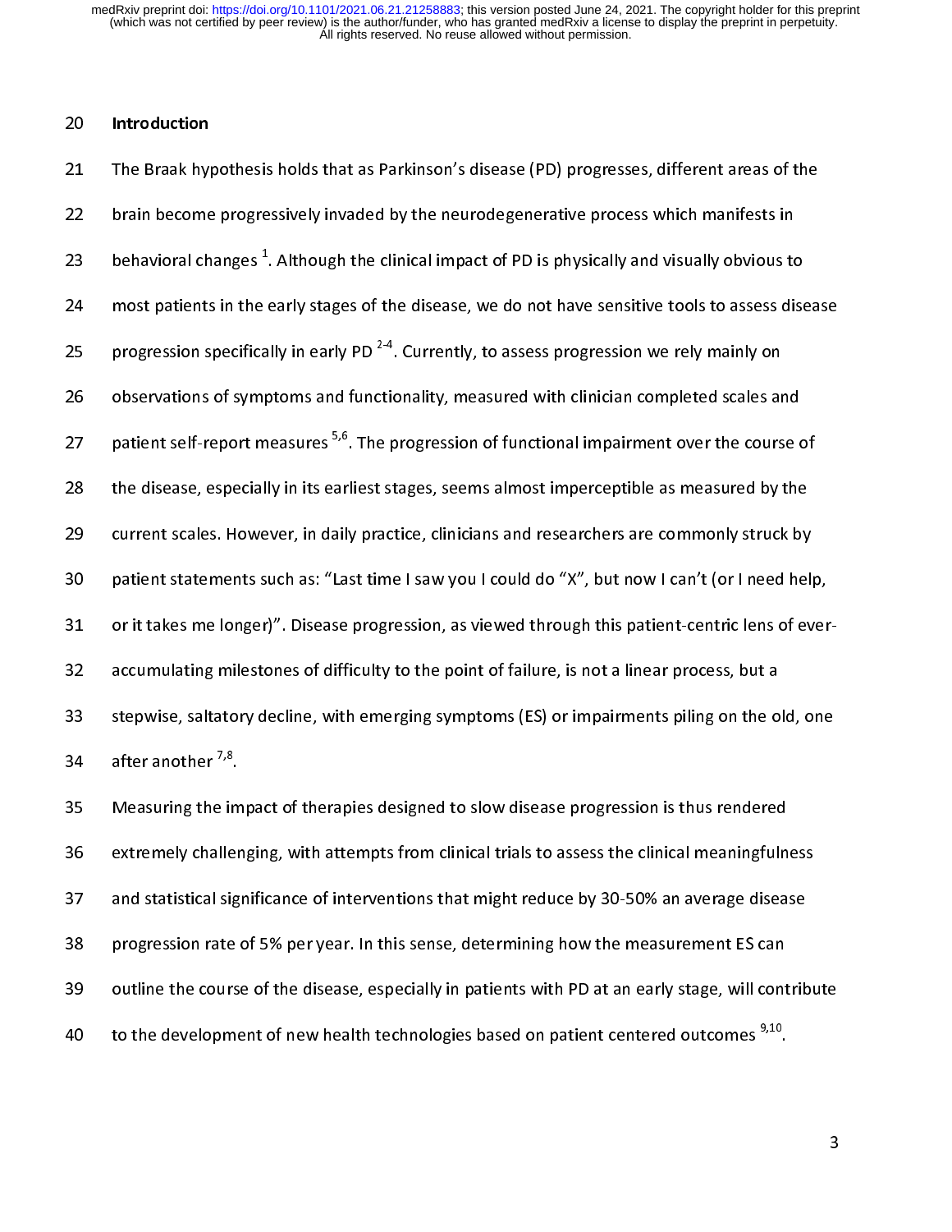## Introduction

The Braak hypothesis holds that as Parkinson's disease (PD) progresses, different areas of the brain become progressively invaded by the neurodegenerative process which manifests in behavioral changes [1]. Although the clinical impact of PD is physically and visually obvious to most patients in the early stages of the disease, we do not have sensitive tools to assess disease progression specifically in early PD [2-4]. Currently, to assess progression we rely mainly on observations of symptoms and functionality, measured with clinician completed scales and patient self-report measures [5,6]. The progression of functional impairment over the course of the disease, especially in its earliest stages, seems almost imperceptible as measured by the current scales. However, in daily practice, clinicians and researchers are commonly struck by patient statements such as: "Last time I saw you I could do "X", but now I can't (or I need help, or it takes me longer)". Disease progression, as viewed through this patient-centric lens of ever-accumulating milestones of difficulty to the point of failure, is not a linear process, but a stepwise, saltatory decline, with emerging symptoms (ES) or impairments piling on the old, one after another [7,8].

Measuring the impact of therapies designed to slow disease progression is thus rendered extremely challenging, with attempts from clinical trials to assess the clinical meaningfulness and statistical significance of interventions that might reduce by 30-50% an average disease progression rate of 5% per year. In this sense, determining how the measurement ES can outline the course of the disease, especially in patients with PD at an early stage, will contribute to the development of new health technologies based on patient centered outcomes [9,10].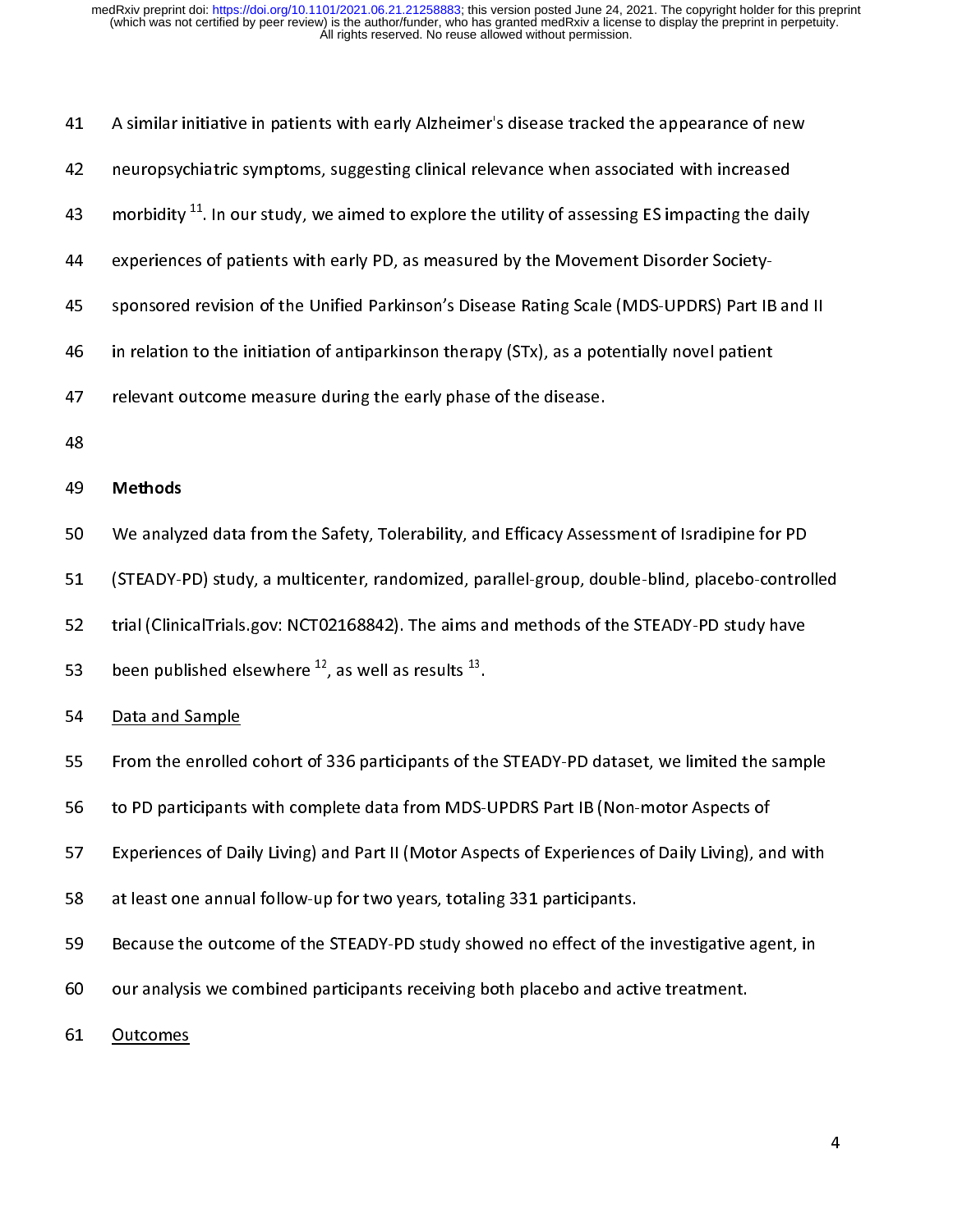A similar initiative in patients with early Alzheimer's disease tracked the appearance of new neuropsychiatric symptoms, suggesting clinical relevance when associated with increased morbidity [11]. In our study, we aimed to explore the utility of assessing ES impacting the daily experiences of patients with early PD, as measured by the Movement Disorder Society-sponsored revision of the Unified Parkinson's Disease Rating Scale (MDS-UPDRS) Part IB and II in relation to the initiation of antiparkinson therapy (STx), as a potentially novel patient relevant outcome measure during the early phase of the disease.

## Methods

We analyzed data from the Safety, Tolerability, and Efficacy Assessment of Isradipine for PD (STEADY-PD) study, a multicenter, randomized, parallel-group, double-blind, placebo-controlled trial (ClinicalTrials.gov: NCT02168842). The aims and methods of the STEADY-PD study have been published elsewhere [12], as well as results [13].

### Data and Sample

From the enrolled cohort of 336 participants of the STEADY-PD dataset, we limited the sample to PD participants with complete data from MDS-UPDRS Part IB (Non-motor Aspects of Experiences of Daily Living) and Part II (Motor Aspects of Experiences of Daily Living), and with at least one annual follow-up for two years, totaling 331 participants.

Because the outcome of the STEADY-PD study showed no effect of the investigative agent, in our analysis we combined participants receiving both placebo and active treatment.

### Outcomes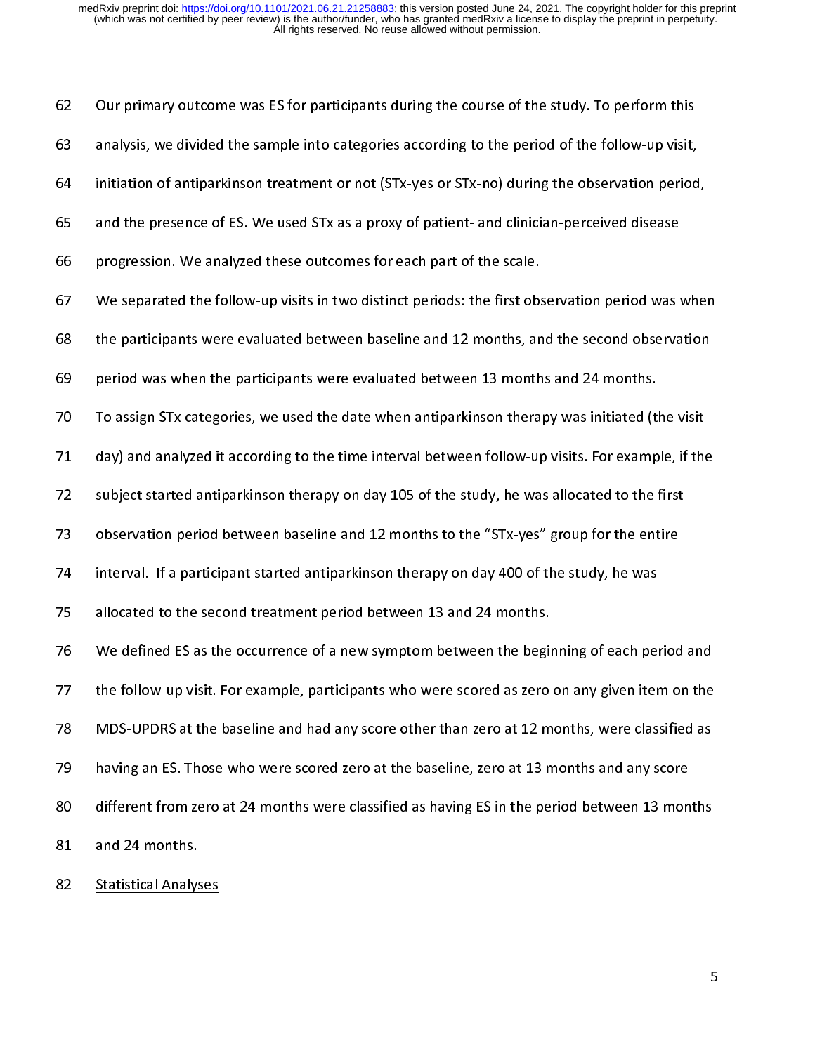Our primary outcome was ES for participants during the course of the study. To perform this analysis, we divided the sample into categories according to the period of the follow-up visit, initiation of antiparkinson treatment or not (STx-yes or STx-no) during the observation period, and the presence of ES. We used STx as a proxy of patient- and clinician-perceived disease progression. We analyzed these outcomes for each part of the scale.

We separated the follow-up visits in two distinct periods: the first observation period was when the participants were evaluated between baseline and 12 months, and the second observation period was when the participants were evaluated between 13 months and 24 months.

To assign STx categories, we used the date when antiparkinson therapy was initiated (the visit day) and analyzed it according to the time interval between follow-up visits. For example, if the subject started antiparkinson therapy on day 105 of the study, he was allocated to the first observation period between baseline and 12 months to the "STx-yes" group for the entire interval. If a participant started antiparkinson therapy on day 400 of the study, he was allocated to the second treatment period between 13 and 24 months.

We defined ES as the occurrence of a new symptom between the beginning of each period and the follow-up visit. For example, participants who were scored as zero on any given item on the MDS-UPDRS at the baseline and had any score other than zero at 12 months, were classified as having an ES. Those who were scored zero at the baseline, zero at 13 months and any score different from zero at 24 months were classified as having ES in the period between 13 months and 24 months.

## Statistical Analyses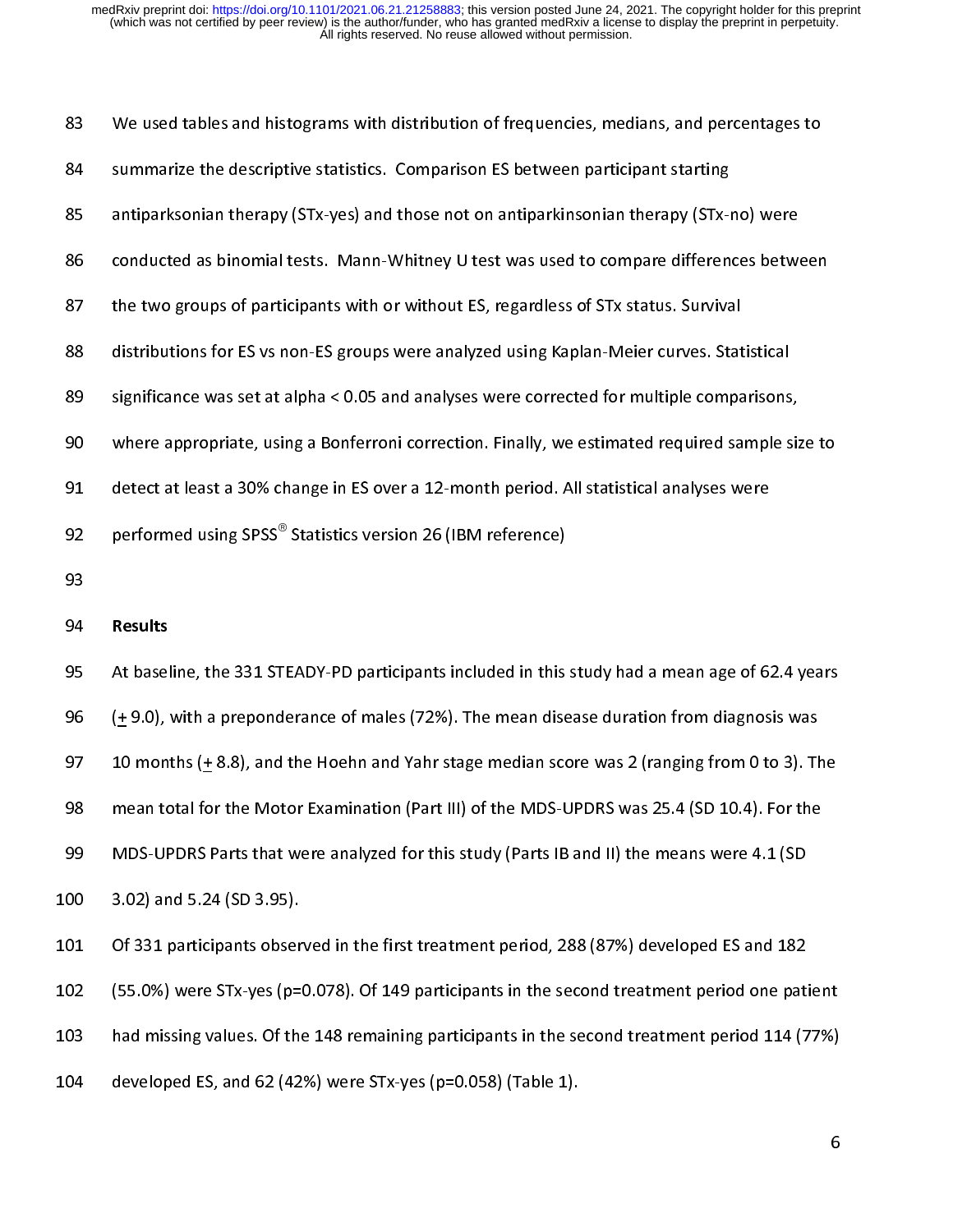We used tables and histograms with distribution of frequencies, medians, and percentages to summarize the descriptive statistics. Comparison ES between participant starting antiparksonian therapy (STx-yes) and those not on antiparkinsonian therapy (STx-no) were conducted as binomial tests. Mann-Whitney U test was used to compare differences between the two groups of participants with or without ES, regardless of STx status. Survival distributions for ES vs non-ES groups were analyzed using Kaplan-Meier curves. Statistical significance was set at alpha < 0.05 and analyses were corrected for multiple comparisons, where appropriate, using a Bonferroni correction. Finally, we estimated required sample size to detect at least a 30% change in ES over a 12-month period. All statistical analyses were performed using SPSS® Statistics version 26 (IBM reference)

## Results

At baseline, the 331 STEADY-PD participants included in this study had a mean age of 62.4 years (± 9.0), with a preponderance of males (72%). The mean disease duration from diagnosis was 10 months (± 8.8), and the Hoehn and Yahr stage median score was 2 (ranging from 0 to 3). The mean total for the Motor Examination (Part III) of the MDS-UPDRS was 25.4 (SD 10.4). For the MDS-UPDRS Parts that were analyzed for this study (Parts IB and II) the means were 4.1 (SD 3.02) and 5.24 (SD 3.95).

Of 331 participants observed in the first treatment period, 288 (87%) developed ES and 182 (55.0%) were STx-yes (p=0.078). Of 149 participants in the second treatment period one patient had missing values. Of the 148 remaining participants in the second treatment period 114 (77%) developed ES, and 62 (42%) were STx-yes (p=0.058) (Table 1).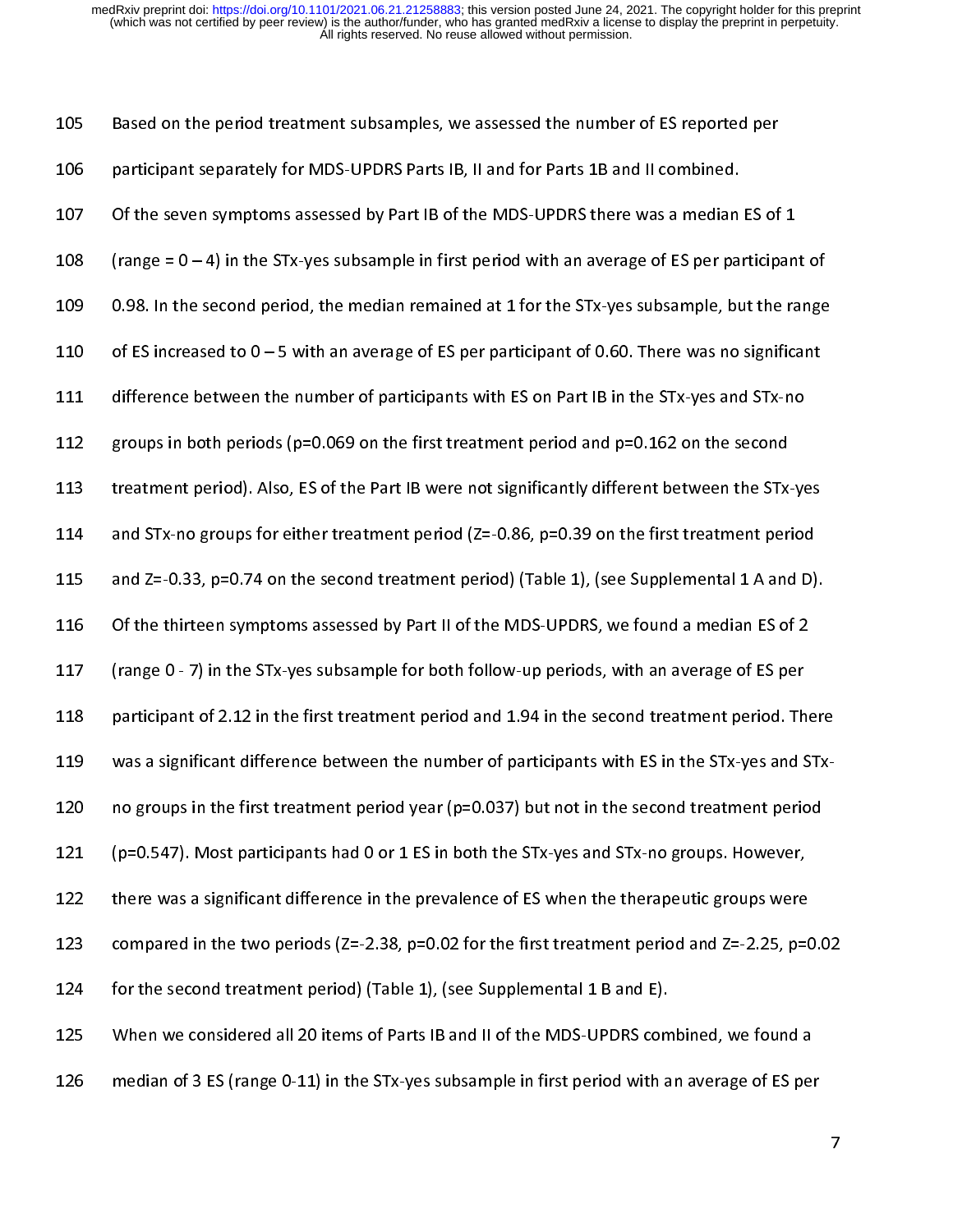Based on the period treatment subsamples, we assessed the number of ES reported per participant separately for MDS-UPDRS Parts IB, II and for Parts 1B and II combined.

Of the seven symptoms assessed by Part IB of the MDS-UPDRS there was a median ES of 1 (range = 0 – 4) in the STx-yes subsample in first period with an average of ES per participant of 0.98. In the second period, the median remained at 1 for the STx-yes subsample, but the range of ES increased to 0 – 5 with an average of ES per participant of 0.60. There was no significant difference between the number of participants with ES on Part IB in the STx-yes and STx-no groups in both periods (p=0.069 on the first treatment period and p=0.162 on the second treatment period). Also, ES of the Part IB were not significantly different between the STx-yes and STx-no groups for either treatment period (Z=-0.86, p=0.39 on the first treatment period and Z=-0.33, p=0.74 on the second treatment period) (Table 1), (see Supplemental 1 A and D).

Of the thirteen symptoms assessed by Part II of the MDS-UPDRS, we found a median ES of 2 (range 0 - 7) in the STx-yes subsample for both follow-up periods, with an average of ES per participant of 2.12 in the first treatment period and 1.94 in the second treatment period. There was a significant difference between the number of participants with ES in the STx-yes and STx-no groups in the first treatment period year (p=0.037) but not in the second treatment period (p=0.547). Most participants had 0 or 1 ES in both the STx-yes and STx-no groups. However, there was a significant difference in the prevalence of ES when the therapeutic groups were compared in the two periods (Z=-2.38, p=0.02 for the first treatment period and Z=-2.25, p=0.02 for the second treatment period) (Table 1), (see Supplemental 1 B and E).

When we considered all 20 items of Parts IB and II of the MDS-UPDRS combined, we found a median of 3 ES (range 0-11) in the STx-yes subsample in first period with an average of ES per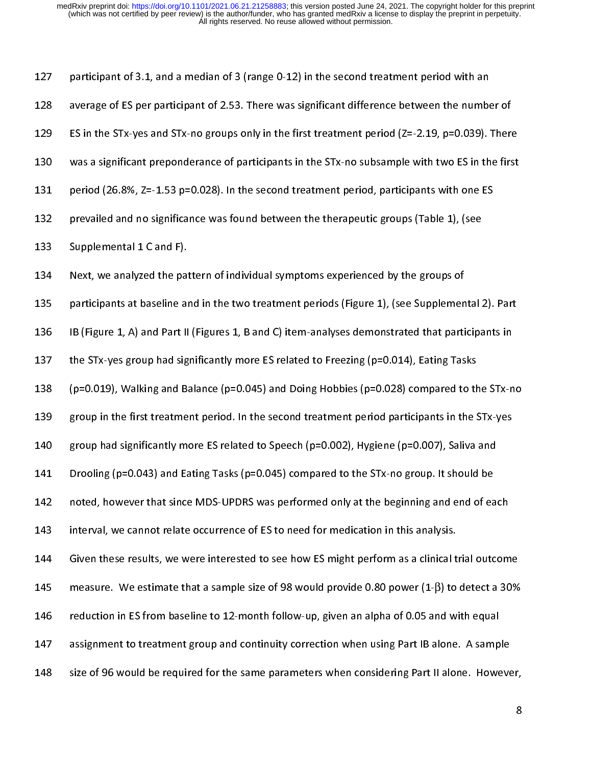participant of 3.1, and a median of 3 (range 0-12) in the second treatment period with an average of ES per participant of 2.53. There was significant difference between the number of ES in the STx-yes and STx-no groups only in the first treatment period (Z=-2.19, p=0.039). There was a significant preponderance of participants in the STx-no subsample with two ES in the first period (26.8%, Z=-1.53 p=0.028). In the second treatment period, participants with one ES prevailed and no significance was found between the therapeutic groups (Table 1), (see Supplemental 1 C and F).

Next, we analyzed the pattern of individual symptoms experienced by the groups of participants at baseline and in the two treatment periods (Figure 1), (see Supplemental 2). Part IB (Figure 1, A) and Part II (Figures 1, B and C) item-analyses demonstrated that participants in the STx-yes group had significantly more ES related to Freezing (p=0.014), Eating Tasks (p=0.019), Walking and Balance (p=0.045) and Doing Hobbies (p=0.028) compared to the STx-no group in the first treatment period. In the second treatment period participants in the STx-yes group had significantly more ES related to Speech (p=0.002), Hygiene (p=0.007), Saliva and Drooling (p=0.043) and Eating Tasks (p=0.045) compared to the STx-no group. It should be noted, however that since MDS-UPDRS was performed only at the beginning and end of each interval, we cannot relate occurrence of ES to need for medication in this analysis.

Given these results, we were interested to see how ES might perform as a clinical trial outcome measure. We estimate that a sample size of 98 would provide 0.80 power (1-$\beta$) to detect a 30% reduction in ES from baseline to 12-month follow-up, given an alpha of 0.05 and with equal assignment to treatment group and continuity correction when using Part IB alone. A sample size of 96 would be required for the same parameters when considering Part II alone. However,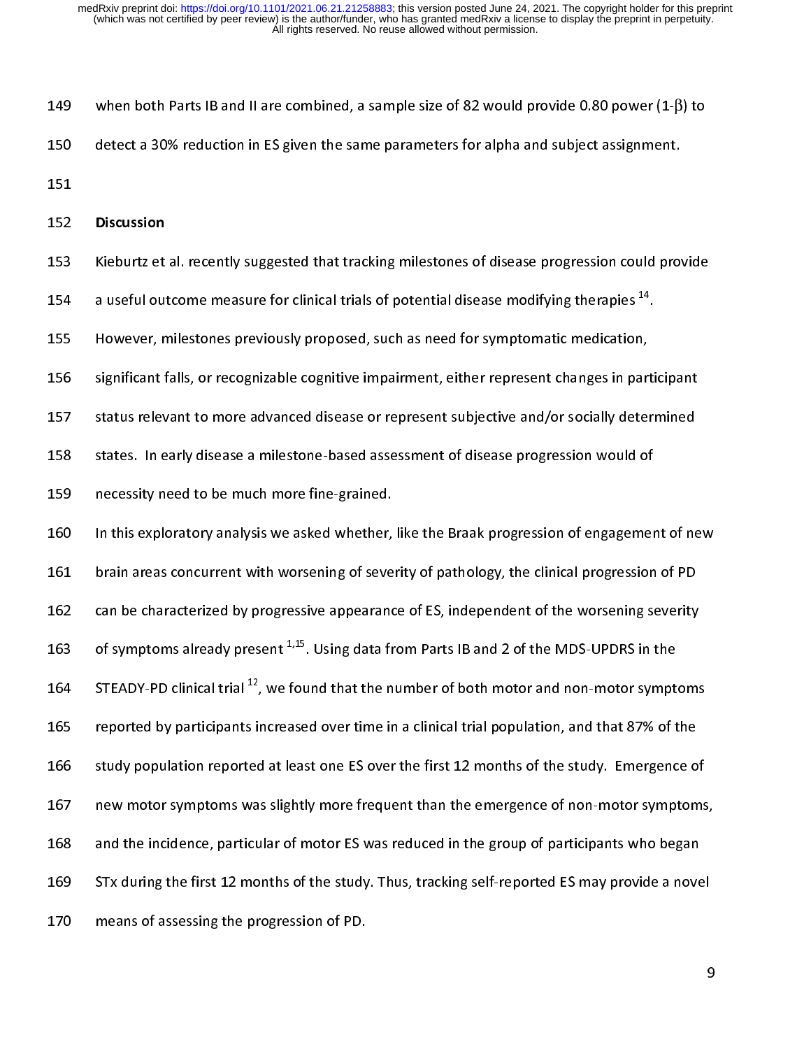when both Parts IB and II are combined, a sample size of 82 would provide 0.80 power (1-$\beta$) to detect a 30% reduction in ES given the same parameters for alpha and subject assignment.

## Discussion

Kieburtz et al. recently suggested that tracking milestones of disease progression could provide a useful outcome measure for clinical trials of potential disease modifying therapies [14]. However, milestones previously proposed, such as need for symptomatic medication, significant falls, or recognizable cognitive impairment, either represent changes in participant status relevant to more advanced disease or represent subjective and/or socially determined states. In early disease a milestone-based assessment of disease progression would of necessity need to be much more fine-grained.

In this exploratory analysis we asked whether, like the Braak progression of engagement of new brain areas concurrent with worsening of severity of pathology, the clinical progression of PD can be characterized by progressive appearance of ES, independent of the worsening severity of symptoms already present [1,15]. Using data from Parts IB and 2 of the MDS-UPDRS in the STEADY-PD clinical trial [12], we found that the number of both motor and non-motor symptoms reported by participants increased over time in a clinical trial population, and that 87% of the study population reported at least one ES over the first 12 months of the study. Emergence of new motor symptoms was slightly more frequent than the emergence of non-motor symptoms, and the incidence, particular of motor ES was reduced in the group of participants who began STx during the first 12 months of the study. Thus, tracking self-reported ES may provide a novel means of assessing the progression of PD.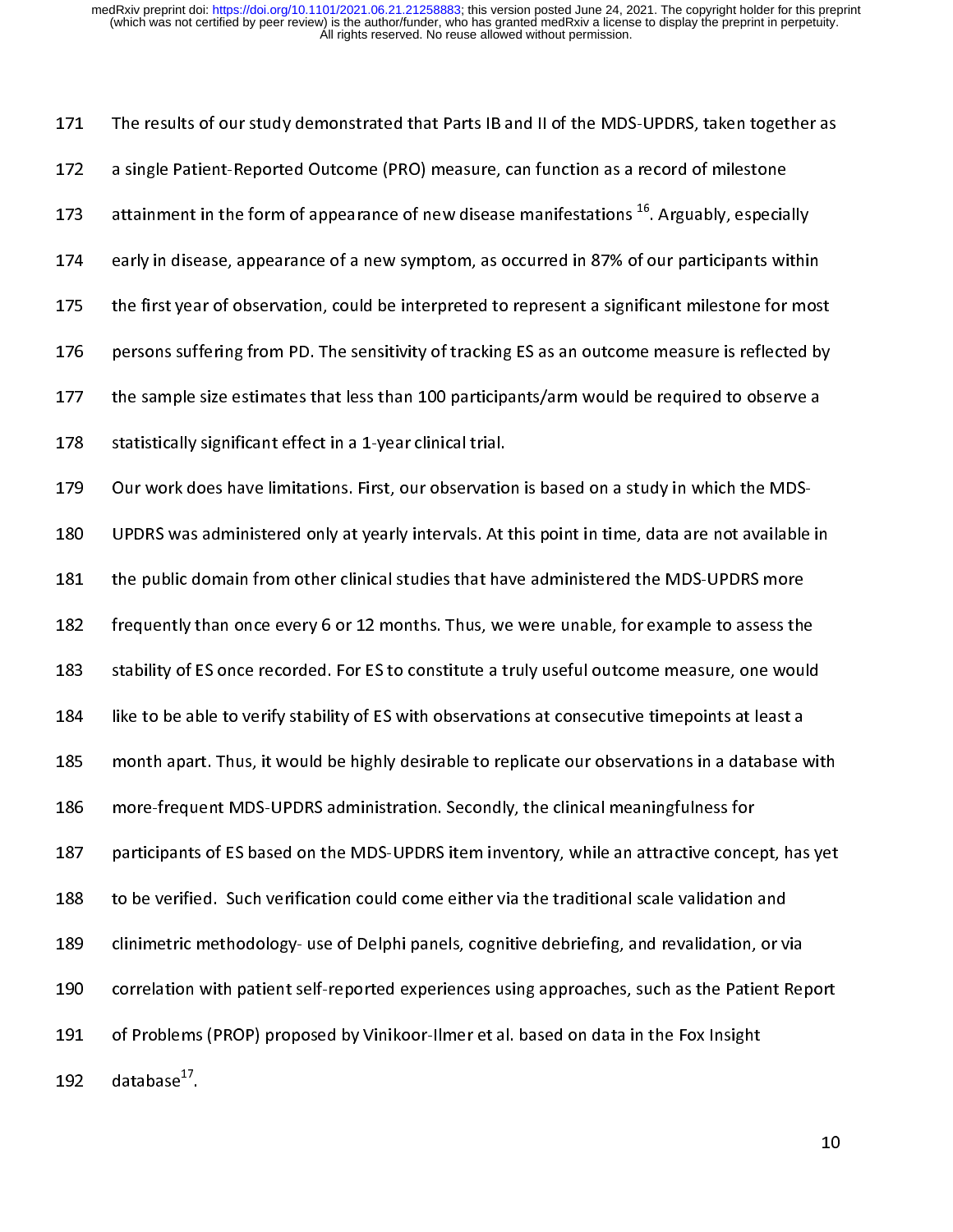The results of our study demonstrated that Parts IB and II of the MDS-UPDRS, taken together as a single Patient-Reported Outcome (PRO) measure, can function as a record of milestone attainment in the form of appearance of new disease manifestations [16]. Arguably, especially early in disease, appearance of a new symptom, as occurred in 87% of our participants within the first year of observation, could be interpreted to represent a significant milestone for most persons suffering from PD. The sensitivity of tracking ES as an outcome measure is reflected by the sample size estimates that less than 100 participants/arm would be required to observe a statistically significant effect in a 1-year clinical trial.

Our work does have limitations. First, our observation is based on a study in which the MDS-UPDRS was administered only at yearly intervals. At this point in time, data are not available in the public domain from other clinical studies that have administered the MDS-UPDRS more frequently than once every 6 or 12 months. Thus, we were unable, for example to assess the stability of ES once recorded. For ES to constitute a truly useful outcome measure, one would like to be able to verify stability of ES with observations at consecutive timepoints at least a month apart. Thus, it would be highly desirable to replicate our observations in a database with more-frequent MDS-UPDRS administration. Secondly, the clinical meaningfulness for participants of ES based on the MDS-UPDRS item inventory, while an attractive concept, has yet to be verified. Such verification could come either via the traditional scale validation and clinimetric methodology- use of Delphi panels, cognitive debriefing, and revalidation, or via correlation with patient self-reported experiences using approaches, such as the Patient Report of Problems (PROP) proposed by Vinikoor-Imler et al. based on data in the Fox Insight database[17].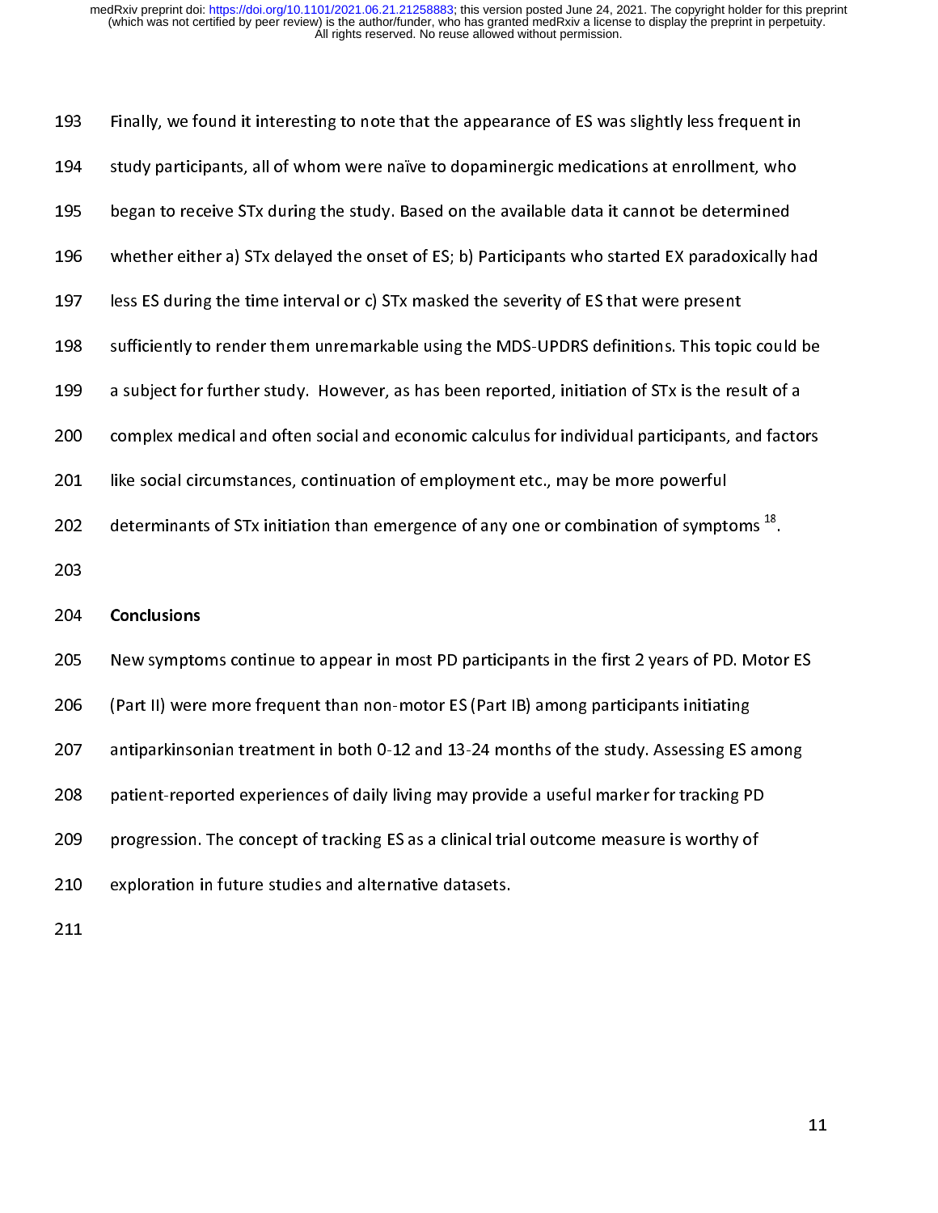Finally, we found it interesting to note that the appearance of ES was slightly less frequent in study participants, all of whom were naïve to dopaminergic medications at enrollment, who began to receive STx during the study. Based on the available data it cannot be determined whether either a) STx delayed the onset of ES; b) Participants who started EX paradoxically had less ES during the time interval or c) STx masked the severity of ES that were present sufficiently to render them unremarkable using the MDS-UPDRS definitions. This topic could be a subject for further study. However, as has been reported, initiation of STx is the result of a complex medical and often social and economic calculus for individual participants, and factors like social circumstances, continuation of employment etc., may be more powerful determinants of STx initiation than emergence of any one or combination of symptoms [18].

## Conclusions

New symptoms continue to appear in most PD participants in the first 2 years of PD. Motor ES (Part II) were more frequent than non-motor ES (Part IB) among participants initiating antiparkinsonian treatment in both 0-12 and 13-24 months of the study. Assessing ES among patient-reported experiences of daily living may provide a useful marker for tracking PD progression. The concept of tracking ES as a clinical trial outcome measure is worthy of exploration in future studies and alternative datasets.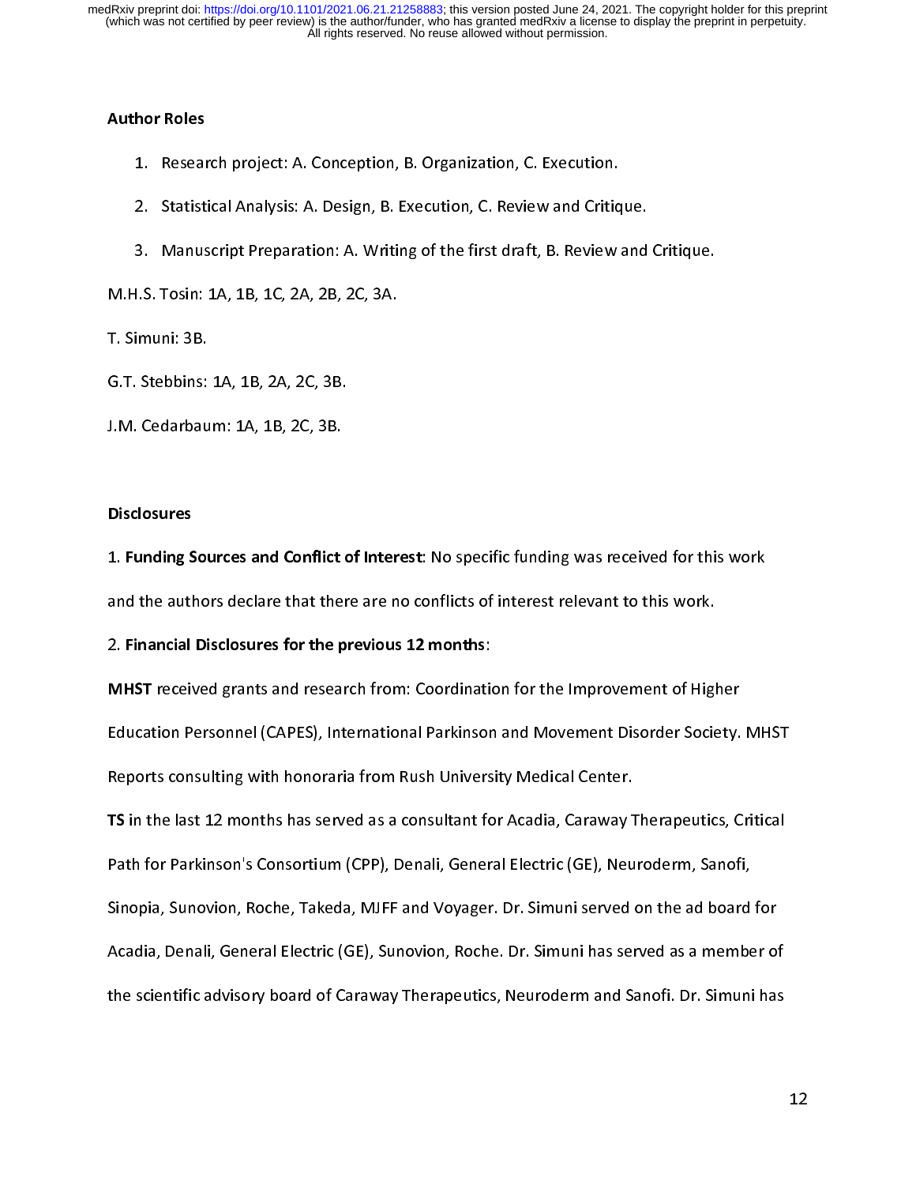## Author Roles

1. Research project: A. Conception, B. Organization, C. Execution.
2. Statistical Analysis: A. Design, B. Execution, C. Review and Critique.
3. Manuscript Preparation: A. Writing of the first draft, B. Review and Critique.

M.H.S. Tosin: 1A, 1B, 1C, 2A, 2B, 2C, 3A.

T. Simuni: 3B.

G.T. Stebbins: 1A, 1B, 2A, 2C, 3B.

J.M. Cedarbaum: 1A, 1B, 2C, 3B.

## Disclosures

1. **Funding Sources and Conflict of Interest**: No specific funding was received for this work and the authors declare that there are no conflicts of interest relevant to this work.

2. **Financial Disclosures for the previous 12 months**:

**MHST** received grants and research from: Coordination for the Improvement of Higher Education Personnel (CAPES), International Parkinson and Movement Disorder Society. MHST Reports consulting with honoraria from Rush University Medical Center.

**TS** in the last 12 months has served as a consultant for Acadia, Caraway Therapeutics, Critical Path for Parkinson's Consortium (CPP), Denali, General Electric (GE), Neuroderm, Sanofi, Sinopia, Sunovion, Roche, Takeda, MJFF and Voyager. Dr. Simuni served on the ad board for Acadia, Denali, General Electric (GE), Sunovion, Roche. Dr. Simuni has served as a member of the scientific advisory board of Caraway Therapeutics, Neuroderm and Sanofi. Dr. Simuni has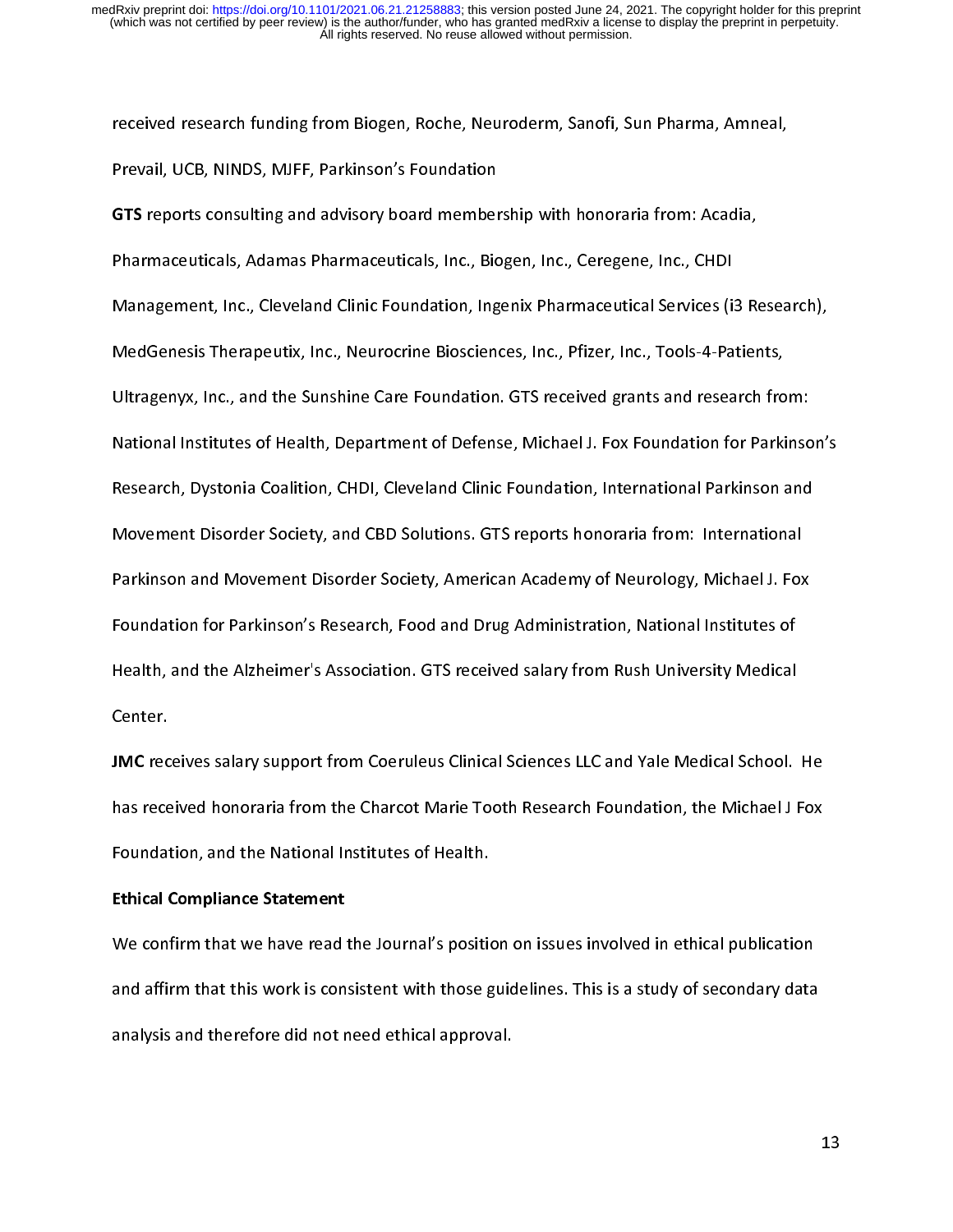received research funding from Biogen, Roche, Neuroderm, Sanofi, Sun Pharma, Amneal, Prevail, UCB, NINDS, MJFF, Parkinson's Foundation

**GTS** reports consulting and advisory board membership with honoraria from: Acadia, Pharmaceuticals, Adamas Pharmaceuticals, Inc., Biogen, Inc., Ceregene, Inc., CHDI Management, Inc., Cleveland Clinic Foundation, Ingenix Pharmaceutical Services (i3 Research), MedGenesis Therapeutix, Inc., Neurocrine Biosciences, Inc., Pfizer, Inc., Tools-4-Patients, Ultragenyx, Inc., and the Sunshine Care Foundation. GTS received grants and research from: National Institutes of Health, Department of Defense, Michael J. Fox Foundation for Parkinson's Research, Dystonia Coalition, CHDI, Cleveland Clinic Foundation, International Parkinson and Movement Disorder Society, and CBD Solutions. GTS reports honoraria from: International Parkinson and Movement Disorder Society, American Academy of Neurology, Michael J. Fox Foundation for Parkinson's Research, Food and Drug Administration, National Institutes of Health, and the Alzheimer's Association. GTS received salary from Rush University Medical Center.

**JMC** receives salary support from Coeruleus Clinical Sciences LLC and Yale Medical School. He has received honoraria from the Charcot Marie Tooth Research Foundation, the Michael J Fox Foundation, and the National Institutes of Health.

**Ethical Compliance Statement**

We confirm that we have read the Journal's position on issues involved in ethical publication and affirm that this work is consistent with those guidelines. This is a study of secondary data analysis and therefore did not need ethical approval.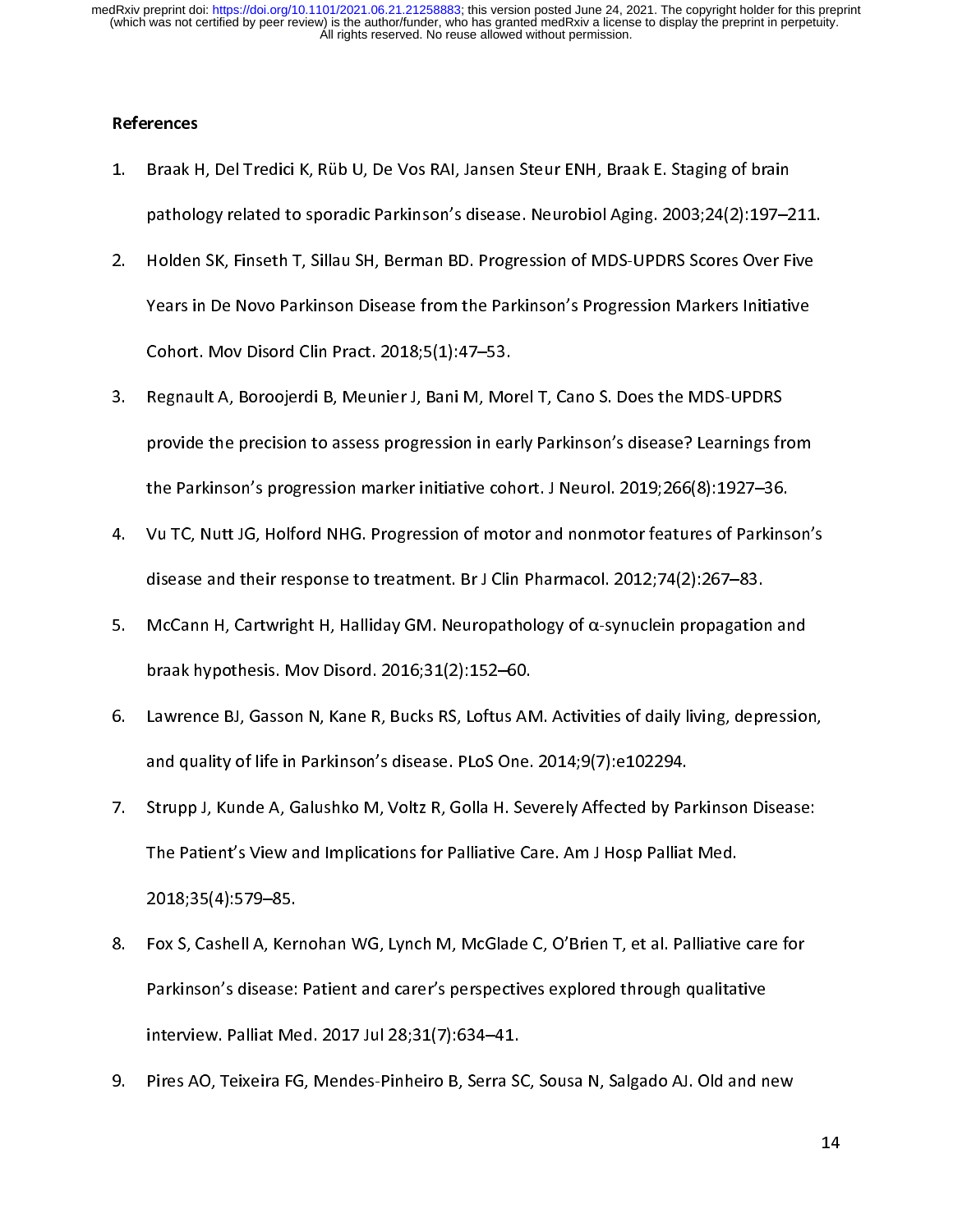## References

1. Braak H, Del Tredici K, Rüb U, De Vos RAI, Jansen Steur ENH, Braak E. Staging of brain pathology related to sporadic Parkinson's disease. Neurobiol Aging. 2003;24(2):197–211.
2. Holden SK, Finseth T, Sillau SH, Berman BD. Progression of MDS-UPDRS Scores Over Five Years in De Novo Parkinson Disease from the Parkinson's Progression Markers Initiative Cohort. Mov Disord Clin Pract. 2018;5(1):47–53.
3. Regnault A, Boroojerdi B, Meunier J, Bani M, Morel T, Cano S. Does the MDS-UPDRS provide the precision to assess progression in early Parkinson's disease? Learnings from the Parkinson's progression marker initiative cohort. J Neurol. 2019;266(8):1927–36.
4. Vu TC, Nutt JG, Holford NHG. Progression of motor and nonmotor features of Parkinson's disease and their response to treatment. Br J Clin Pharmacol. 2012;74(2):267–83.
5. McCann H, Cartwright H, Halliday GM. Neuropathology of α-synuclein propagation and braak hypothesis. Mov Disord. 2016;31(2):152–60.
6. Lawrence BJ, Gasson N, Kane R, Bucks RS, Loftus AM. Activities of daily living, depression, and quality of life in Parkinson's disease. PLoS One. 2014;9(7):e102294.
7. Strupp J, Kunde A, Galushko M, Voltz R, Golla H. Severely Affected by Parkinson Disease: The Patient's View and Implications for Palliative Care. Am J Hosp Palliat Med. 2018;35(4):579–85.
8. Fox S, Cashell A, Kernohan WG, Lynch M, McGlade C, O'Brien T, et al. Palliative care for Parkinson's disease: Patient and carer's perspectives explored through qualitative interview. Palliat Med. 2017 Jul 28;31(7):634–41.
9. Pires AO, Teixeira FG, Mendes-Pinheiro B, Serra SC, Sousa N, Salgado AJ. Old and new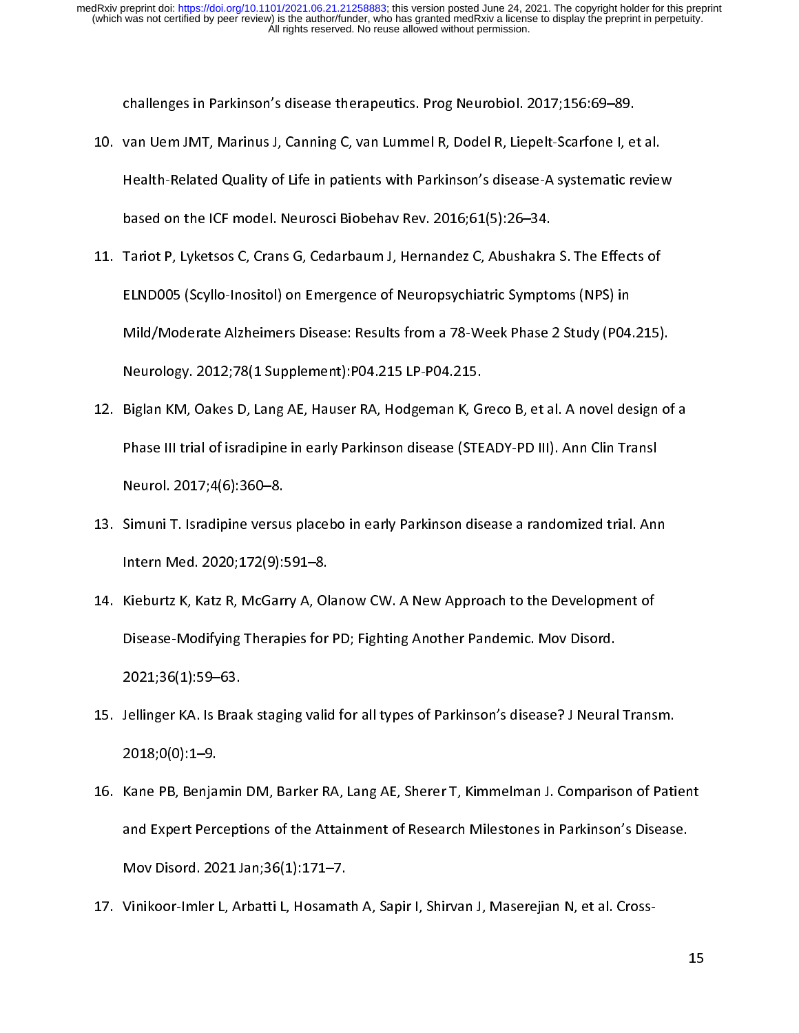challenges in Parkinson's disease therapeutics. Prog Neurobiol. 2017;156:69–89.

10. van Uem JMT, Marinus J, Canning C, van Lummel R, Dodel R, Liepelt-Scarfone I, et al. Health-Related Quality of Life in patients with Parkinson's disease-A systematic review based on the ICF model. Neurosci Biobehav Rev. 2016;61(5):26–34.
11. Tariot P, Lyketsos C, Crans G, Cedarbaum J, Hernandez C, Abushakra S. The Effects of ELND005 (Scyllo-Inositol) on Emergence of Neuropsychiatric Symptoms (NPS) in Mild/Moderate Alzheimers Disease: Results from a 78-Week Phase 2 Study (P04.215). Neurology. 2012;78(1 Supplement):P04.215 LP-P04.215.
12. Biglan KM, Oakes D, Lang AE, Hauser RA, Hodgeman K, Greco B, et al. A novel design of a Phase III trial of isradipine in early Parkinson disease (STEADY-PD III). Ann Clin Transl Neurol. 2017;4(6):360–8.
13. Simuni T. Isradipine versus placebo in early Parkinson disease a randomized trial. Ann Intern Med. 2020;172(9):591–8.
14. Kieburtz K, Katz R, McGarry A, Olanow CW. A New Approach to the Development of Disease-Modifying Therapies for PD; Fighting Another Pandemic. Mov Disord. 2021;36(1):59–63.
15. Jellinger KA. Is Braak staging valid for all types of Parkinson's disease? J Neural Transm. 2018;0(0):1–9.
16. Kane PB, Benjamin DM, Barker RA, Lang AE, Sherer T, Kimmelman J. Comparison of Patient and Expert Perceptions of the Attainment of Research Milestones in Parkinson's Disease. Mov Disord. 2021 Jan;36(1):171–7.
17. Vinikoor-Imler L, Arbatti L, Hosamath A, Sapir I, Shirvan J, Maserejian N, et al. Cross-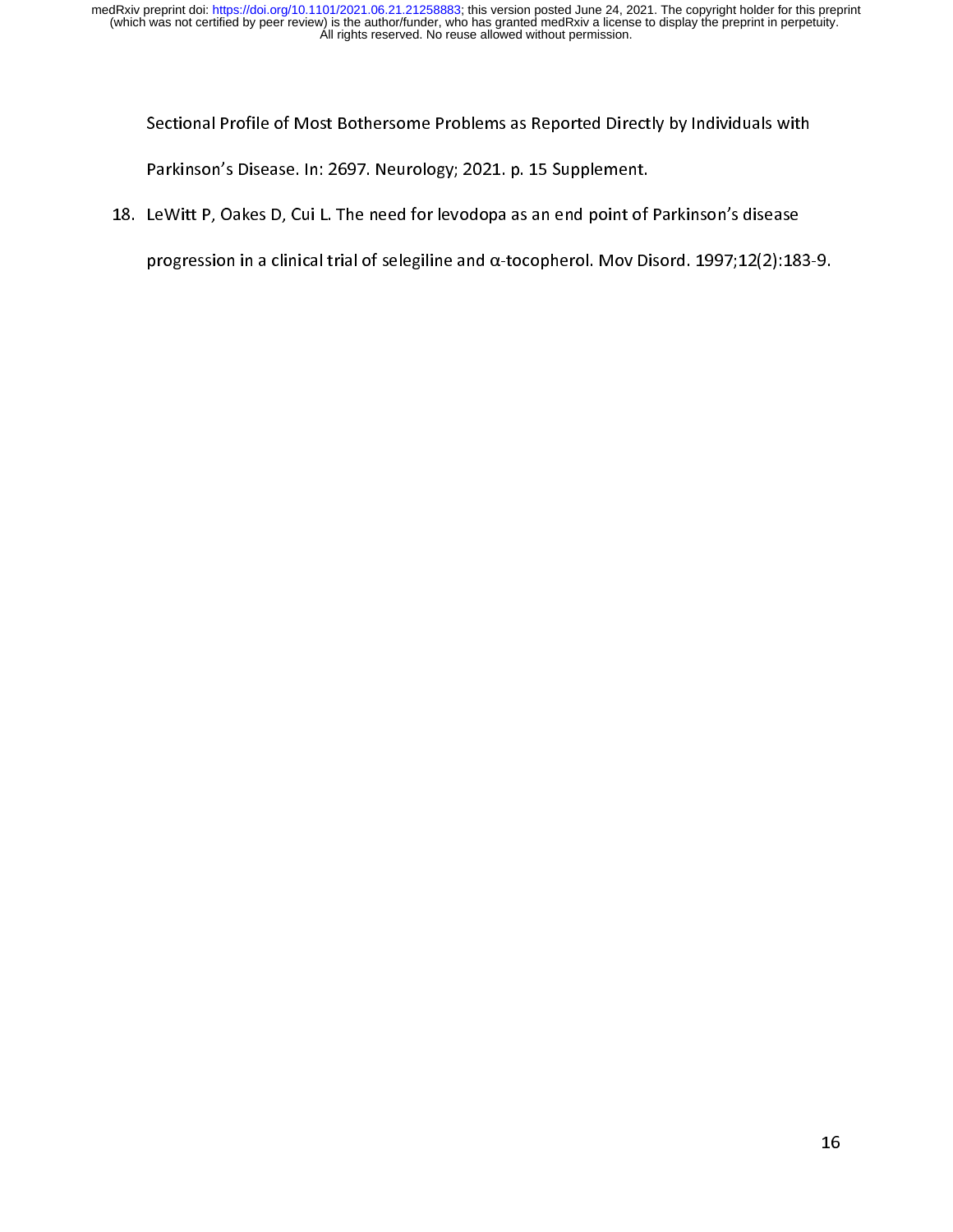Sectional Profile of Most Bothersome Problems as Reported Directly by Individuals with Parkinson's Disease. In: 2697. Neurology; 2021. p. 15 Supplement.

18. LeWitt P, Oakes D, Cui L. The need for levodopa as an end point of Parkinson's disease progression in a clinical trial of selegiline and α-tocopherol. Mov Disord. 1997;12(2):183-9.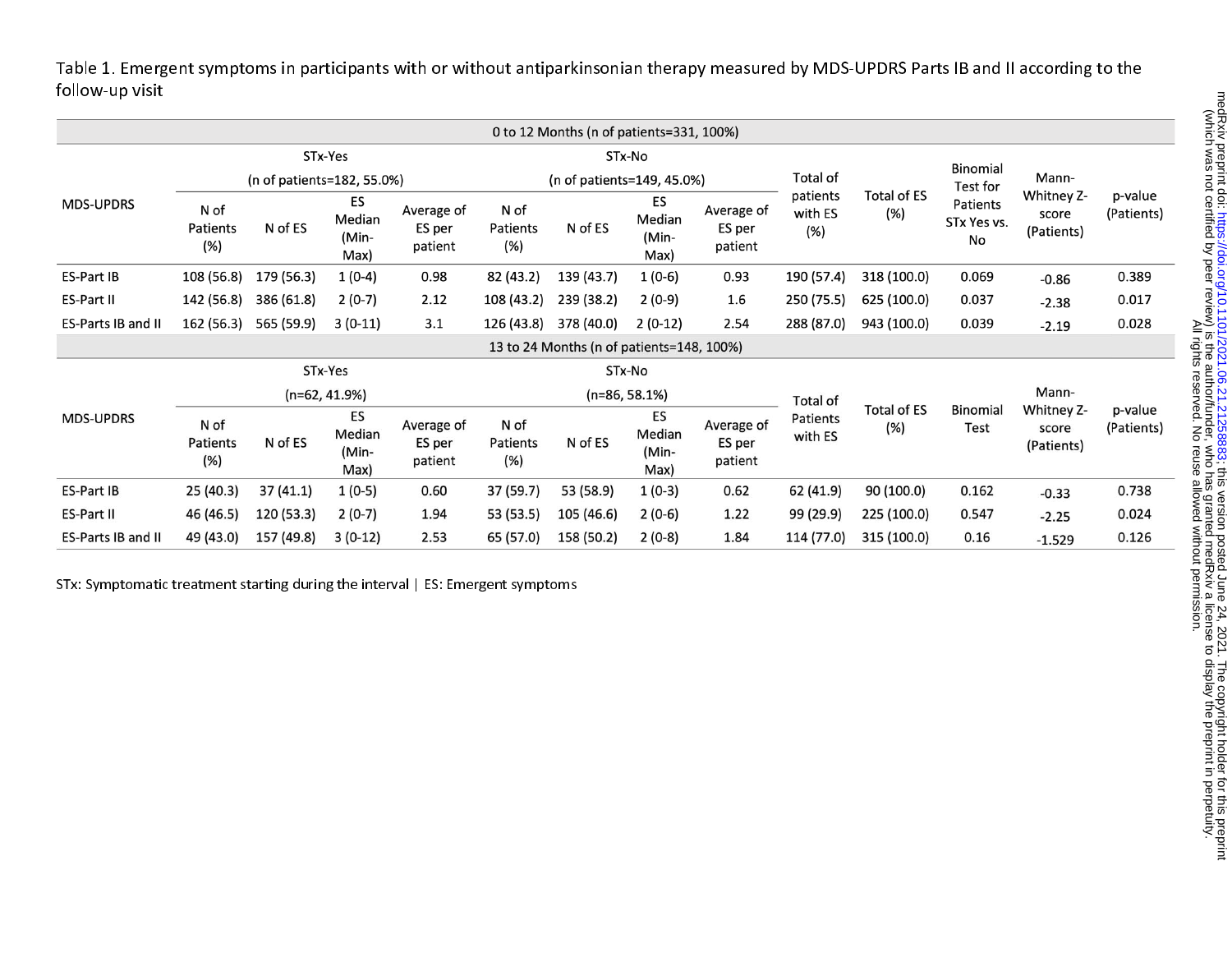Table 1. Emergent symptoms in participants with or without antiparkinsonian therapy measured by MDS-UPDRS Parts IB and II according to the follow-up visit

| 0 to 12 Months (n of patients=331, 100%) | | | | | | | | | | | | | |
|---|---|---|---|---|---|---|---|---|---|---|---|---|---|
| MDS-UPDRS | STx-Yes (n of patients=182, 55.0%) | | | | STx-No (n of patients=149, 45.0%) | | | | Total of patients with ES (%) | Total of ES (%) | Binomial Test for Patients STx Yes vs. No | Mann-Whitney Z-score (Patients) | p-value (Patients) |
| | N of Patients (%) | N of ES | ES Median (Min-Max) | Average of ES per patient | N of Patients (%) | N of ES | ES Median (Min-Max) | Average of ES per patient | | | | | |
| ES-Part IB | 108 (56.8) | 179 (56.3) | 1 (0-4) | 0.98 | 82 (43.2) | 139 (43.7) | 1 (0-6) | 0.93 | 190 (57.4) | 318 (100.0) | 0.069 | -0.86 | 0.389 |
| ES-Part II | 142 (56.8) | 386 (61.8) | 2 (0-7) | 2.12 | 108 (43.2) | 239 (38.2) | 2 (0-9) | 1.6 | 250 (75.5) | 625 (100.0) | 0.037 | -2.38 | 0.017 |
| ES-Parts IB and II | 162 (56.3) | 565 (59.9) | 3 (0-11) | 3.1 | 126 (43.8) | 378 (40.0) | 2 (0-12) | 2.54 | 288 (87.0) | 943 (100.0) | 0.039 | -2.19 | 0.028 |
| **13 to 24 Months (n of patients=148, 100%)** | | | | | | | | | | | | | |
| MDS-UPDRS | STx-Yes (n=62, 41.9%) | | | | STx-No (n=86, 58.1%) | | | | Total of Patients with ES | Total of ES (%) | Binomial Test | Mann-Whitney Z-score (Patients) | p-value (Patients) |
| | N of Patients (%) | N of ES | ES Median (Min-Max) | Average of ES per patient | N of Patients (%) | N of ES | ES Median (Min-Max) | Average of ES per patient | | | | | |
| ES-Part IB | 25 (40.3) | 37 (41.1) | 1 (0-5) | 0.60 | 37 (59.7) | 53 (58.9) | 1 (0-3) | 0.62 | 62 (41.9) | 90 (100.0) | 0.162 | -0.33 | 0.738 |
| ES-Part II | 46 (46.5) | 120 (53.3) | 2 (0-7) | 1.94 | 53 (53.5) | 105 (46.6) | 2 (0-6) | 1.22 | 99 (29.9) | 225 (100.0) | 0.547 | -2.25 | 0.024 |
| ES-Parts IB and II | 49 (43.0) | 157 (49.8) | 3 (0-12) | 2.53 | 65 (57.0) | 158 (50.2) | 2 (0-8) | 1.84 | 114 (77.0) | 315 (100.0) | 0.16 | -1.529 | 0.126 |

STx: Symptomatic treatment starting during the interval | ES: Emergent symptoms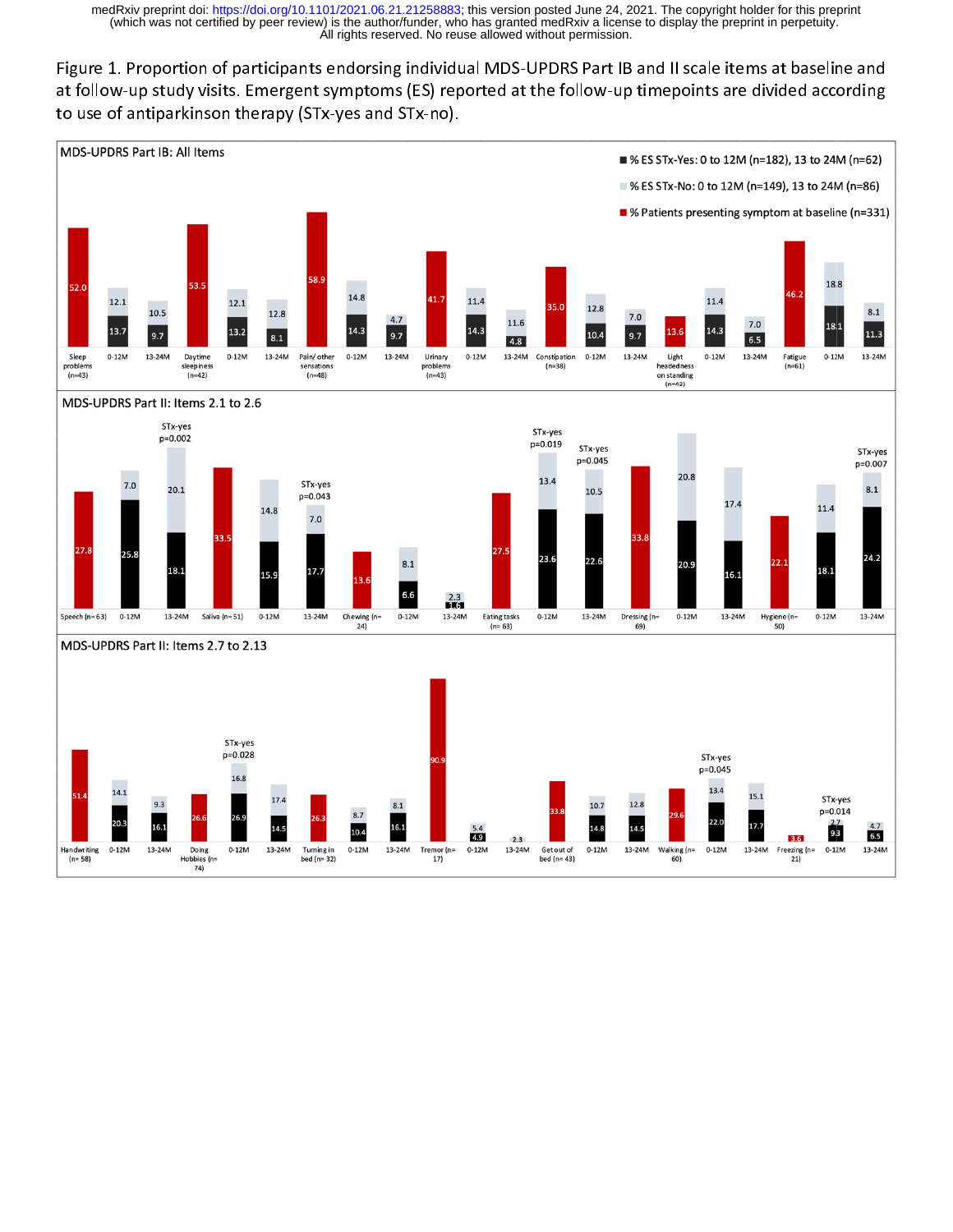Figure 1. Proportion of participants endorsing individual MDS-UPDRS Part IB and II scale items at baseline and at follow-up study visits. Emergent symptoms (ES) reported at the follow-up timepoints are divided according to use of antiparkinson therapy (STx-yes and STx-no).

MDS-UPDRS Part IB: All Items

■ % ES STx-Yes: 0 to 12M (n=182), 13 to 24M (n=62)
■ % ES STx-No: 0 to 12M (n=149), 13 to 24M (n=86)
■ % Patients presenting symptom at baseline (n=331)

Sleep problems (n=43): 52.0; 0-12M: 13.7, 12.1; 13-24M: 9.7, 10.5
Daytime sleepiness (n=42): 53.5; 0-12M: 13.2, 12.1; 13-24M: 8.1, 12.8
Pain/ other sensations (n=48): 58.9; 0-12M: 14.3, 14.8; 13-24M: 9.7, 4.7
Urinary problems (n=43): 41.7; 0-12M: 14.3, 11.4; 13-24M: 4.8, 11.6
Constipation (n=38): 35.0; 0-12M: 10.4, 12.8; 13-24M: 9.7, 7.0
Light headedness on standing (n=43): 13.6; 0-12M: 14.3, 11.4; 13-24M: 6.5, 7.0
Fatigue (n=61): 46.2; 0-12M: 18.1, 18.8; 13-24M: 11.3, 8.1

MDS-UPDRS Part II: Items 2.1 to 2.6

Speech (n=63): 27.8; 0-12M: 25.8, 7.0; 13-24M: 18.1, 20.1 (STx-yes p=0.002)
Saliva (n=51): 33.5; 0-12M: 15.9, 14.8; 13-24M: 17.7, 7.0 (STx-yes p=0.043)
Chewing (n=24): 13.6; 0-12M: 6.6, 8.1; 13-24M: 1.6, 2.3
Eating tasks (n=63): 27.5; 0-12M: 23.6, 13.4 (STx-yes p=0.019); 13-24M: 22.6, 10.5 (STx-yes p=0.045)
Dressing (n=69): 33.8; 0-12M: 20.9, 20.8; 13-24M: 16.1, 17.4
Hygiene (n=50): 22.1; 0-12M: 18.1, 11.4; 13-24M: 24.2, 8.1 (STx-yes p=0.007)

MDS-UPDRS Part II: Items 2.7 to 2.13

Handwriting (n=58): 51.4; 0-12M: 20.3, 14.1; 13-24M: 16.1, 9.3
Doing Hobbies (n=74): 26.6; 0-12M: 26.9, 16.8 (STx-yes p=0.028); 13-24M: 14.5, 17.4
Turning in bed (n=32): 26.3; 0-12M: 10.4, 8.7; 13-24M: 16.1, 8.1
Tremor (n=17): 90.9; 0-12M: 4.9, 5.4; 13-24M: 2.3
Get out of bed (n=43): 33.8; 0-12M: 14.8, 10.7; 13-24M: 14.5, 12.8
Walking (n=60): 29.6; 0-12M: 22.0, 13.4 (STx-yes p=0.045); 13-24M: 17.7, 15.1
Freezing (n=21): 3.6; 0-12M: 9.3, 2.7 (STx-yes p=0.014); 13-24M: 6.5, 4.7